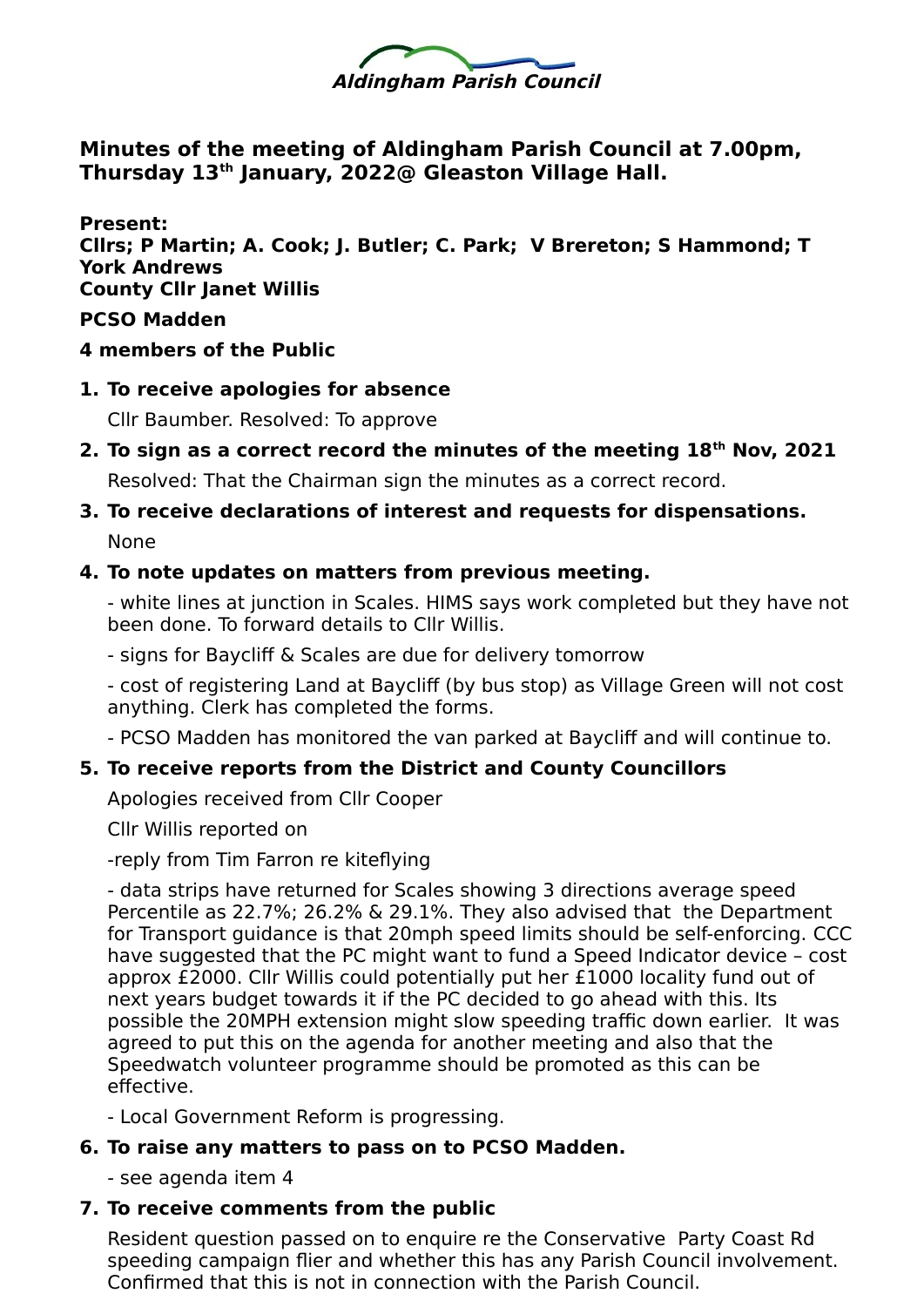**Aldingham Parish Council**

# Minutes of the meeting of Aldingham Parish Council at 7.00pm, Thursday 13th January, 2022@ Gleaston Village Hall.

**Present:**
**Cllrs; P Martin; A. Cook; J. Butler; C. Park; V Brereton; S Hammond; T York Andrews**
**County Cllr Janet Willis**

**PCSO Madden**

**4 members of the Public**

1. **To receive apologies for absence**

   Cllr Baumber. Resolved: To approve

2. **To sign as a correct record the minutes of the meeting 18th Nov, 2021**

   Resolved: That the Chairman sign the minutes as a correct record.

3. **To receive declarations of interest and requests for dispensations.**

   None

4. **To note updates on matters from previous meeting.**

   - white lines at junction in Scales. HIMS says work completed but they have not been done. To forward details to Cllr Willis.

   - signs for Baycliff & Scales are due for delivery tomorrow

   - cost of registering Land at Baycliff (by bus stop) as Village Green will not cost anything. Clerk has completed the forms.

   - PCSO Madden has monitored the van parked at Baycliff and will continue to.

5. **To receive reports from the District and County Councillors**

   Apologies received from Cllr Cooper

   Cllr Willis reported on

   -reply from Tim Farron re kiteflying

   - data strips have returned for Scales showing 3 directions average speed Percentile as 22.7%; 26.2% & 29.1%. They also advised that the Department for Transport guidance is that 20mph speed limits should be self-enforcing. CCC have suggested that the PC might want to fund a Speed Indicator device – cost approx £2000. Cllr Willis could potentially put her £1000 locality fund out of next years budget towards it if the PC decided to go ahead with this. Its possible the 20MPH extension might slow speeding traffic down earlier. It was agreed to put this on the agenda for another meeting and also that the Speedwatch volunteer programme should be promoted as this can be effective.

   - Local Government Reform is progressing.

6. **To raise any matters to pass on to PCSO Madden.**

   - see agenda item 4

7. **To receive comments from the public**

   Resident question passed on to enquire re the Conservative Party Coast Rd speeding campaign flier and whether this has any Parish Council involvement. Confirmed that this is not in connection with the Parish Council.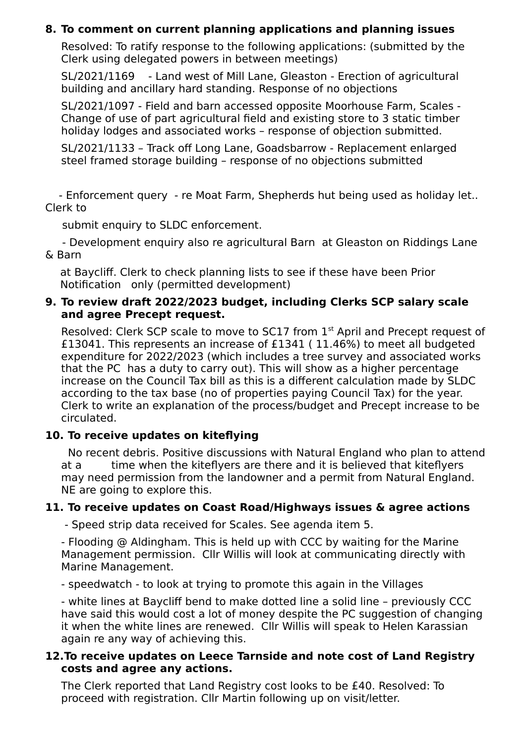**8. To comment on current planning applications and planning issues**

Resolved: To ratify response to the following applications: (submitted by the Clerk using delegated powers in between meetings)

SL/2021/1169 - Land west of Mill Lane, Gleaston - Erection of agricultural building and ancillary hard standing. Response of no objections

SL/2021/1097 - Field and barn accessed opposite Moorhouse Farm, Scales - Change of use of part agricultural field and existing store to 3 static timber holiday lodges and associated works – response of objection submitted.

SL/2021/1133 – Track off Long Lane, Goadsbarrow - Replacement enlarged steel framed storage building – response of no objections submitted

- Enforcement query - re Moat Farm, Shepherds hut being used as holiday let.. Clerk to

submit enquiry to SLDC enforcement.

- Development enquiry also re agricultural Barn at Gleaston on Riddings Lane & Barn

at Baycliff. Clerk to check planning lists to see if these have been Prior Notification only (permitted development)

**9. To review draft 2022/2023 budget, including Clerks SCP salary scale and agree Precept request.**

Resolved: Clerk SCP scale to move to SC17 from 1st April and Precept request of £13041. This represents an increase of £1341 ( 11.46%) to meet all budgeted expenditure for 2022/2023 (which includes a tree survey and associated works that the PC has a duty to carry out). This will show as a higher percentage increase on the Council Tax bill as this is a different calculation made by SLDC according to the tax base (no of properties paying Council Tax) for the year. Clerk to write an explanation of the process/budget and Precept increase to be circulated.

**10. To receive updates on kiteflying**

No recent debris. Positive discussions with Natural England who plan to attend at a time when the kiteflyers are there and it is believed that kiteflyers may need permission from the landowner and a permit from Natural England. NE are going to explore this.

**11. To receive updates on Coast Road/Highways issues & agree actions**

- Speed strip data received for Scales. See agenda item 5.

- Flooding @ Aldingham. This is held up with CCC by waiting for the Marine Management permission. Cllr Willis will look at communicating directly with Marine Management.

- speedwatch - to look at trying to promote this again in the Villages

- white lines at Baycliff bend to make dotted line a solid line – previously CCC have said this would cost a lot of money despite the PC suggestion of changing it when the white lines are renewed. Cllr Willis will speak to Helen Karassian again re any way of achieving this.

**12. To receive updates on Leece Tarnside and note cost of Land Registry costs and agree any actions.**

The Clerk reported that Land Registry cost looks to be £40. Resolved: To proceed with registration. Cllr Martin following up on visit/letter.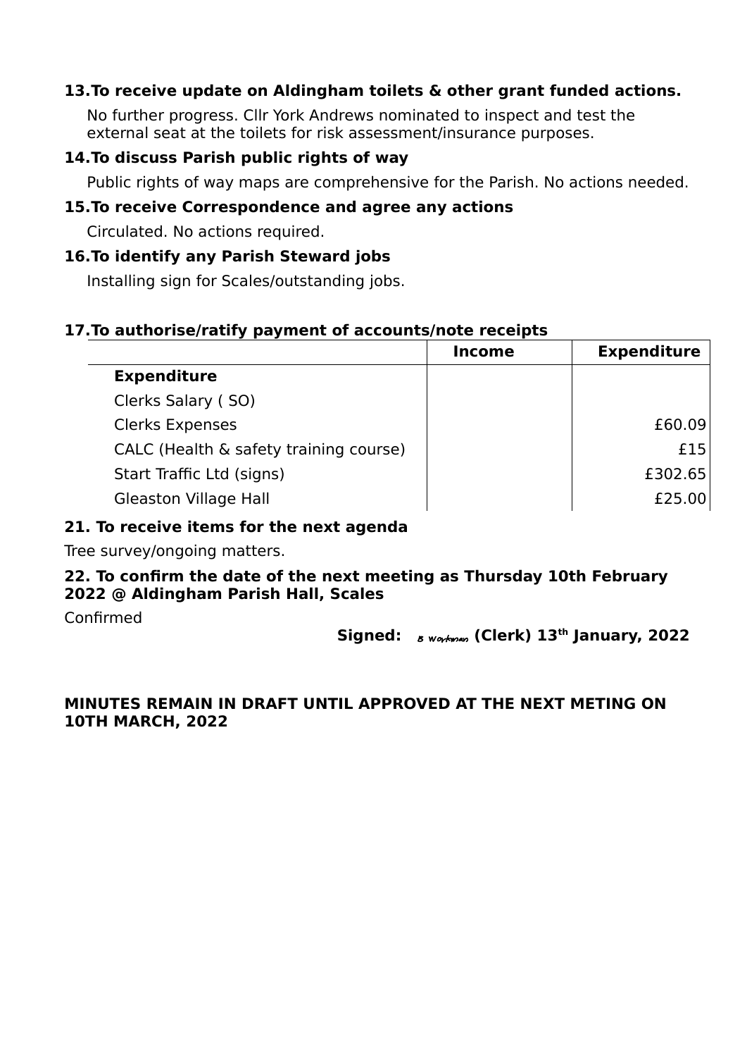**13. To receive update on Aldingham toilets & other grant funded actions.**

No further progress. Cllr York Andrews nominated to inspect and test the external seat at the toilets for risk assessment/insurance purposes.

**14. To discuss Parish public rights of way**

Public rights of way maps are comprehensive for the Parish. No actions needed.

**15. To receive Correspondence and agree any actions**

Circulated. No actions required.

**16. To identify any Parish Steward jobs**

Installing sign for Scales/outstanding jobs.

**17. To authorise/ratify payment of accounts/note receipts**

| | Income | Expenditure |
|---|---|---|
| **Expenditure** | | |
| Clerks Salary ( SO) | | |
| Clerks Expenses | | £60.09 |
| CALC (Health & safety training course) | | £15 |
| Start Traffic Ltd (signs) | | £302.65 |
| Gleaston Village Hall | | £25.00 |

**21. To receive items for the next agenda**

Tree survey/ongoing matters.

**22. To confirm the date of the next meeting as Thursday 10th February 2022 @ Aldingham Parish Hall, Scales**

Confirmed

**Signed:** B Workman **(Clerk) 13th January, 2022**

**MINUTES REMAIN IN DRAFT UNTIL APPROVED AT THE NEXT METING ON 10TH MARCH, 2022**